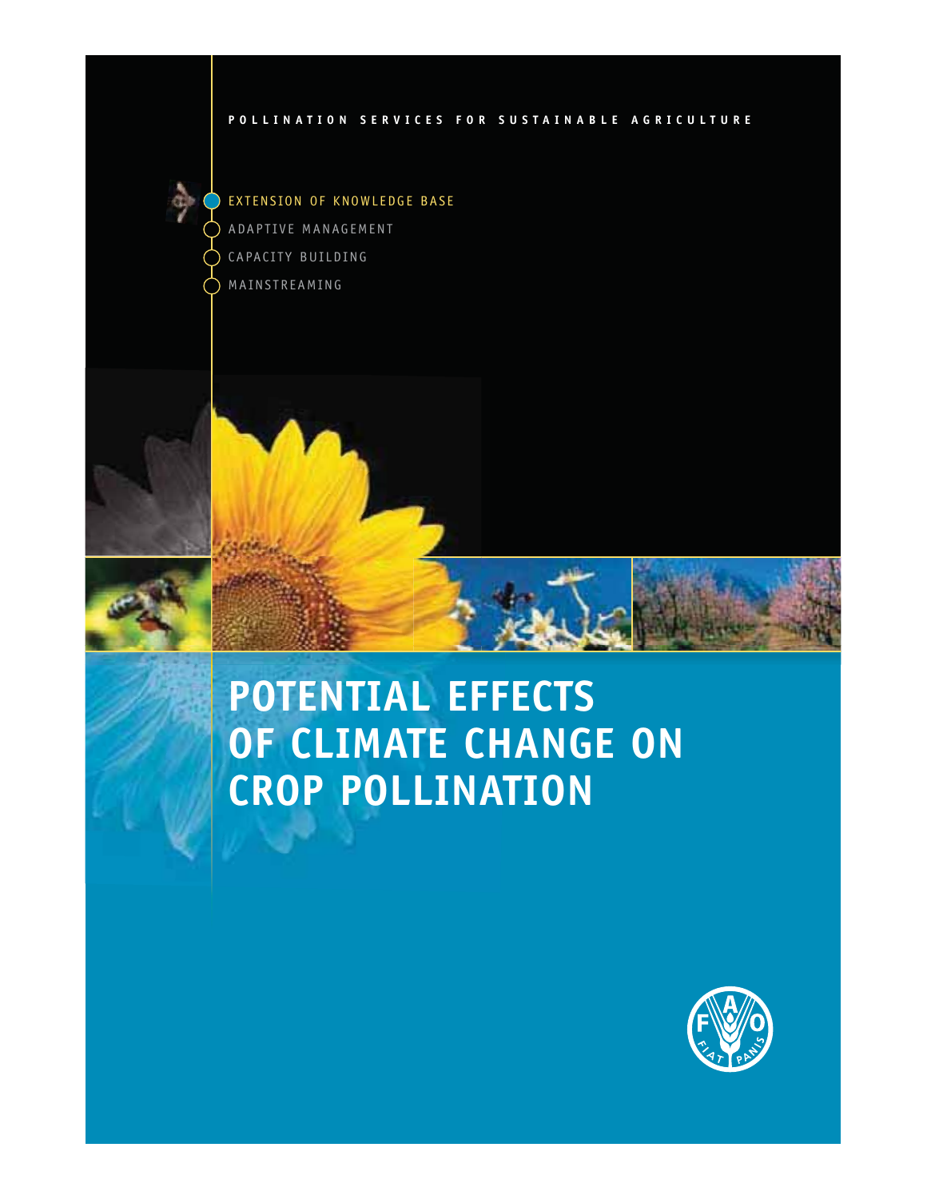POLLINATION SERVICES FOR SUSTAINABLE AGRICULTURE

- EXTENSION OF KNOWLEDGE BASE
- ADAPTIVE MANAGEMENT
- CAPACITY BUILDING
- MAINSTREAMING

# POTENTIAL EFFECTS OF CLIMATE CHANGE ON CROP POLLINATION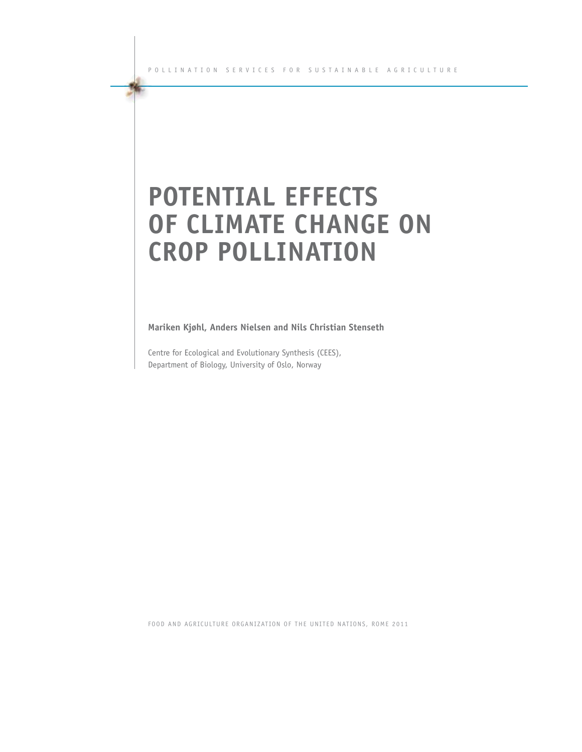POLLINATION SERVICES FOR SUSTAINABLE AGRICULTURE

# POTENTIAL EFFECTS OF CLIMATE CHANGE ON CROP POLLINATION

**Mariken Kjøhl, Anders Nielsen and Nils Christian Stenseth**

Centre for Ecological and Evolutionary Synthesis (CEES),
Department of Biology, University of Oslo, Norway

FOOD AND AGRICULTURE ORGANIZATION OF THE UNITED NATIONS, ROME 2011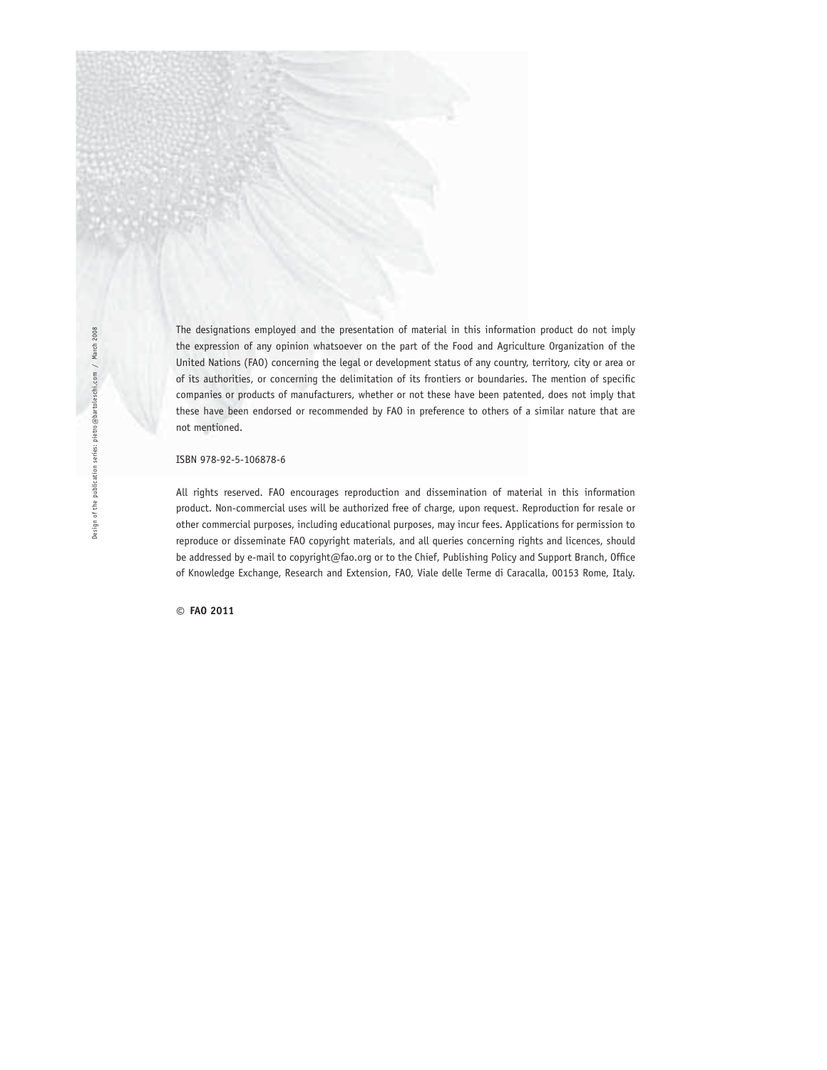The designations employed and the presentation of material in this information product do not imply the expression of any opinion whatsoever on the part of the Food and Agriculture Organization of the United Nations (FAO) concerning the legal or development status of any country, territory, city or area or of its authorities, or concerning the delimitation of its frontiers or boundaries. The mention of specific companies or products of manufacturers, whether or not these have been patented, does not imply that these have been endorsed or recommended by FAO in preference to others of a similar nature that are not mentioned.

ISBN 978-92-5-106878-6

All rights reserved. FAO encourages reproduction and dissemination of material in this information product. Non-commercial uses will be authorized free of charge, upon request. Reproduction for resale or other commercial purposes, including educational purposes, may incur fees. Applications for permission to reproduce or disseminate FAO copyright materials, and all queries concerning rights and licences, should be addressed by e-mail to copyright@fao.org or to the Chief, Publishing Policy and Support Branch, Office of Knowledge Exchange, Research and Extension, FAO, Viale delle Terme di Caracalla, 00153 Rome, Italy.

© **FAO 2011**

Design of the publication series: pietro@bartoleschi.com / March 2008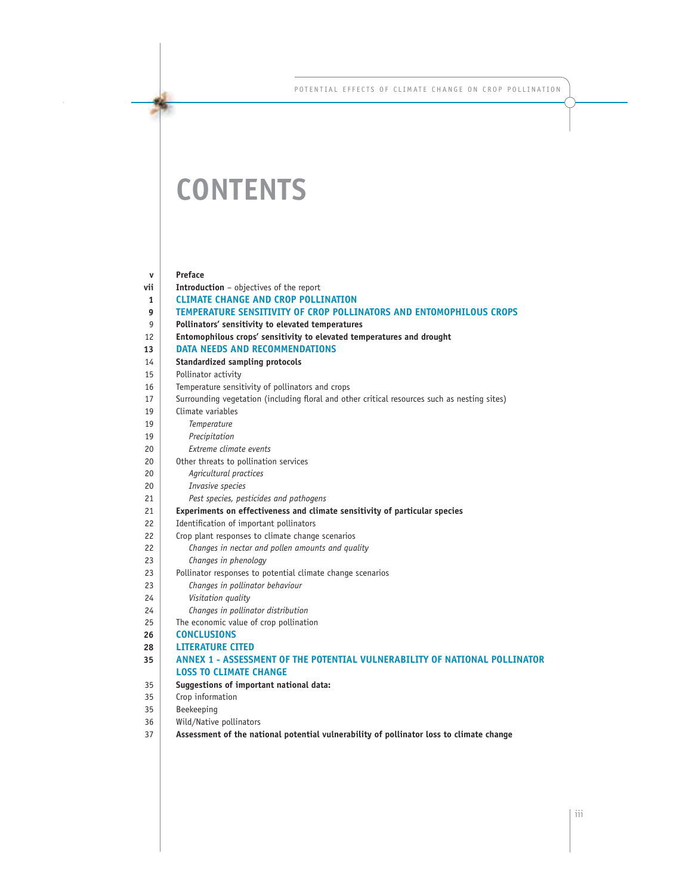# CONTENTS

| | |
|---|---|
| v | **Preface** |
| vii | **Introduction** – objectives of the report |
| **1** | **CLIMATE CHANGE AND CROP POLLINATION** |
| **9** | **TEMPERATURE SENSITIVITY OF CROP POLLINATORS AND ENTOMOPHILOUS CROPS** |
| 9 | **Pollinators' sensitivity to elevated temperatures** |
| 12 | **Entomophilous crops' sensitivity to elevated temperatures and drought** |
| **13** | **DATA NEEDS AND RECOMMENDATIONS** |
| 14 | **Standardized sampling protocols** |
| 15 | Pollinator activity |
| 16 | Temperature sensitivity of pollinators and crops |
| 17 | Surrounding vegetation (including floral and other critical resources such as nesting sites) |
| 19 | Climate variables |
| 19 | *Temperature* |
| 19 | *Precipitation* |
| 20 | *Extreme climate events* |
| 20 | Other threats to pollination services |
| 20 | *Agricultural practices* |
| 20 | *Invasive species* |
| 21 | *Pest species, pesticides and pathogens* |
| 21 | **Experiments on effectiveness and climate sensitivity of particular species** |
| 22 | Identification of important pollinators |
| 22 | Crop plant responses to climate change scenarios |
| 22 | *Changes in nectar and pollen amounts and quality* |
| 23 | *Changes in phenology* |
| 23 | Pollinator responses to potential climate change scenarios |
| 23 | *Changes in pollinator behaviour* |
| 24 | *Visitation quality* |
| 24 | *Changes in pollinator distribution* |
| 25 | The economic value of crop pollination |
| **26** | **CONCLUSIONS** |
| **28** | **LITERATURE CITED** |
| **35** | **ANNEX 1 - ASSESSMENT OF THE POTENTIAL VULNERABILITY OF NATIONAL POLLINATOR LOSS TO CLIMATE CHANGE** |
| 35 | **Suggestions of important national data:** |
| 35 | Crop information |
| 35 | Beekeeping |
| 36 | Wild/Native pollinators |
| 37 | **Assessment of the national potential vulnerability of pollinator loss to climate change** |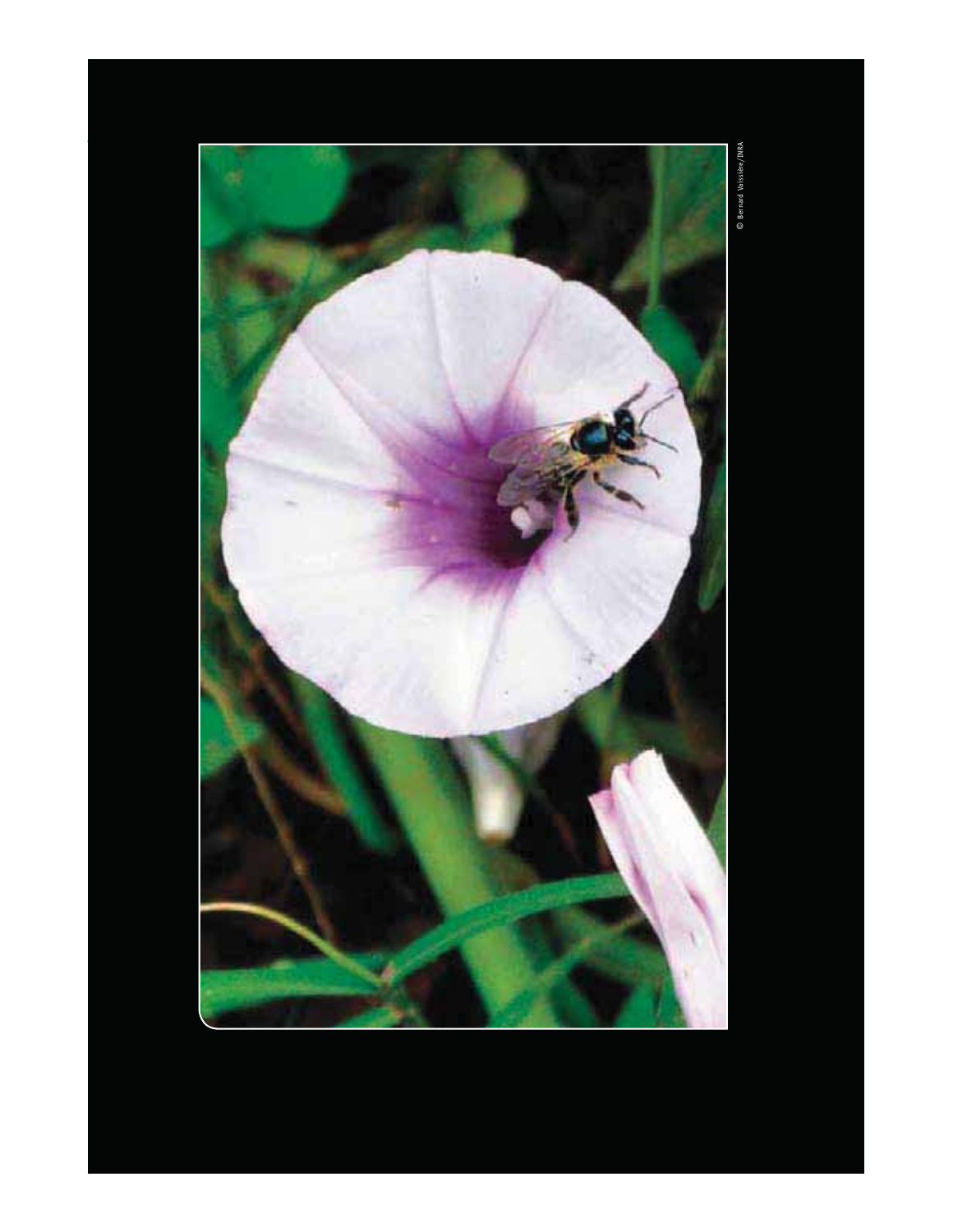© Bernard Vaissière/INRA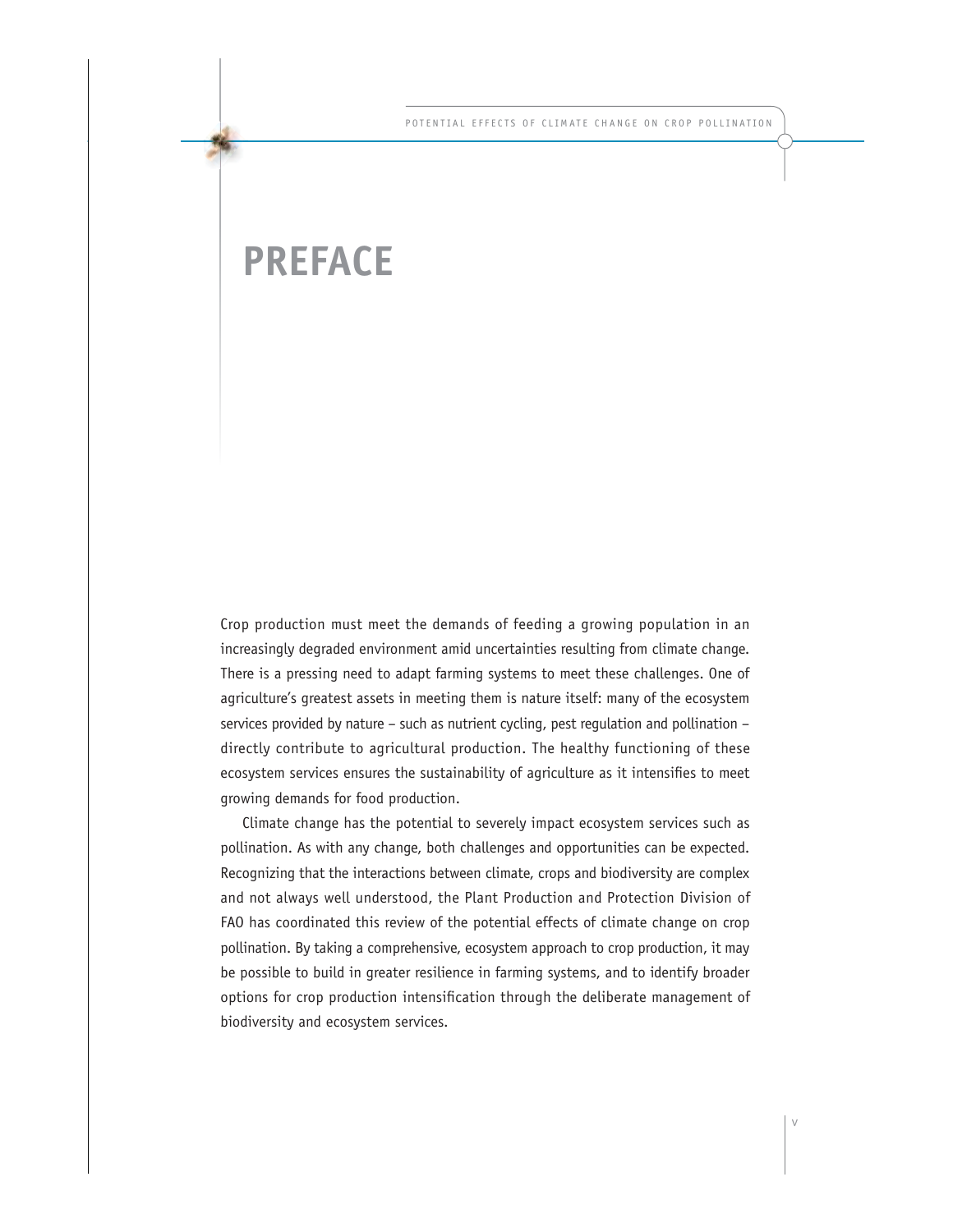# PREFACE

Crop production must meet the demands of feeding a growing population in an increasingly degraded environment amid uncertainties resulting from climate change. There is a pressing need to adapt farming systems to meet these challenges. One of agriculture's greatest assets in meeting them is nature itself: many of the ecosystem services provided by nature – such as nutrient cycling, pest regulation and pollination – directly contribute to agricultural production. The healthy functioning of these ecosystem services ensures the sustainability of agriculture as it intensifies to meet growing demands for food production.

Climate change has the potential to severely impact ecosystem services such as pollination. As with any change, both challenges and opportunities can be expected. Recognizing that the interactions between climate, crops and biodiversity are complex and not always well understood, the Plant Production and Protection Division of FAO has coordinated this review of the potential effects of climate change on crop pollination. By taking a comprehensive, ecosystem approach to crop production, it may be possible to build in greater resilience in farming systems, and to identify broader options for crop production intensification through the deliberate management of biodiversity and ecosystem services.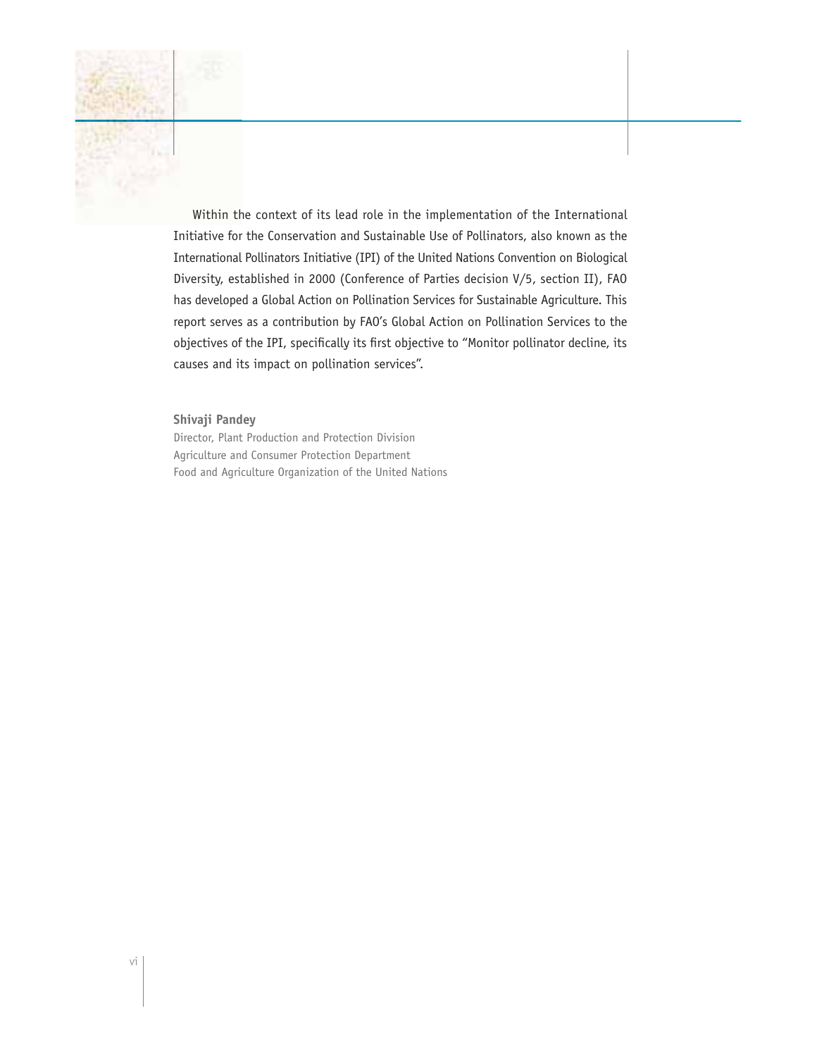Within the context of its lead role in the implementation of the International Initiative for the Conservation and Sustainable Use of Pollinators, also known as the International Pollinators Initiative (IPI) of the United Nations Convention on Biological Diversity, established in 2000 (Conference of Parties decision V/5, section II), FAO has developed a Global Action on Pollination Services for Sustainable Agriculture. This report serves as a contribution by FAO's Global Action on Pollination Services to the objectives of the IPI, specifically its first objective to "Monitor pollinator decline, its causes and its impact on pollination services".

**Shivaji Pandey**
Director, Plant Production and Protection Division
Agriculture and Consumer Protection Department
Food and Agriculture Organization of the United Nations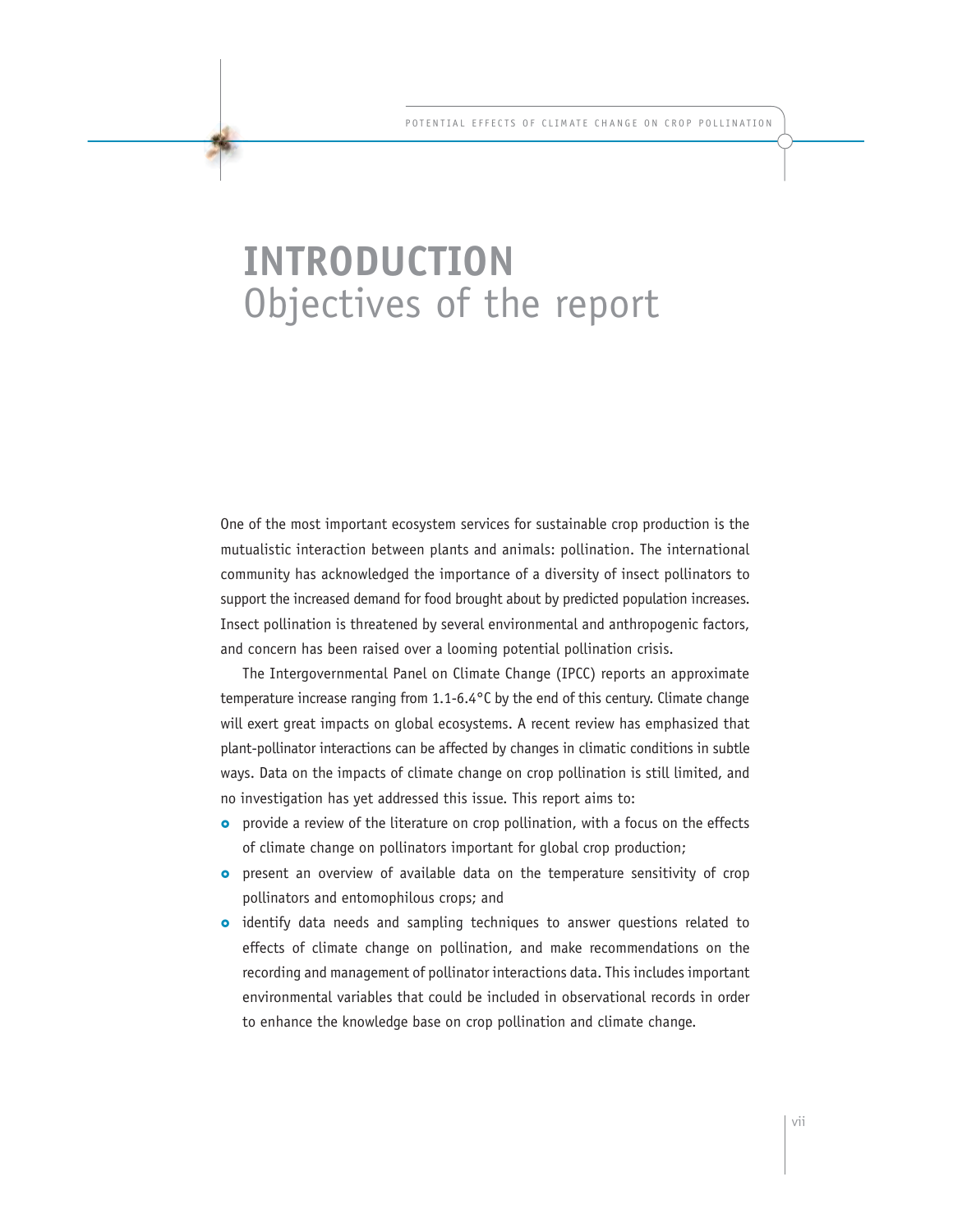# INTRODUCTION
## Objectives of the report

One of the most important ecosystem services for sustainable crop production is the mutualistic interaction between plants and animals: pollination. The international community has acknowledged the importance of a diversity of insect pollinators to support the increased demand for food brought about by predicted population increases. Insect pollination is threatened by several environmental and anthropogenic factors, and concern has been raised over a looming potential pollination crisis.

The Intergovernmental Panel on Climate Change (IPCC) reports an approximate temperature increase ranging from 1.1-6.4°C by the end of this century. Climate change will exert great impacts on global ecosystems. A recent review has emphasized that plant-pollinator interactions can be affected by changes in climatic conditions in subtle ways. Data on the impacts of climate change on crop pollination is still limited, and no investigation has yet addressed this issue. This report aims to:

- provide a review of the literature on crop pollination, with a focus on the effects of climate change on pollinators important for global crop production;
- present an overview of available data on the temperature sensitivity of crop pollinators and entomophilous crops; and
- identify data needs and sampling techniques to answer questions related to effects of climate change on pollination, and make recommendations on the recording and management of pollinator interactions data. This includes important environmental variables that could be included in observational records in order to enhance the knowledge base on crop pollination and climate change.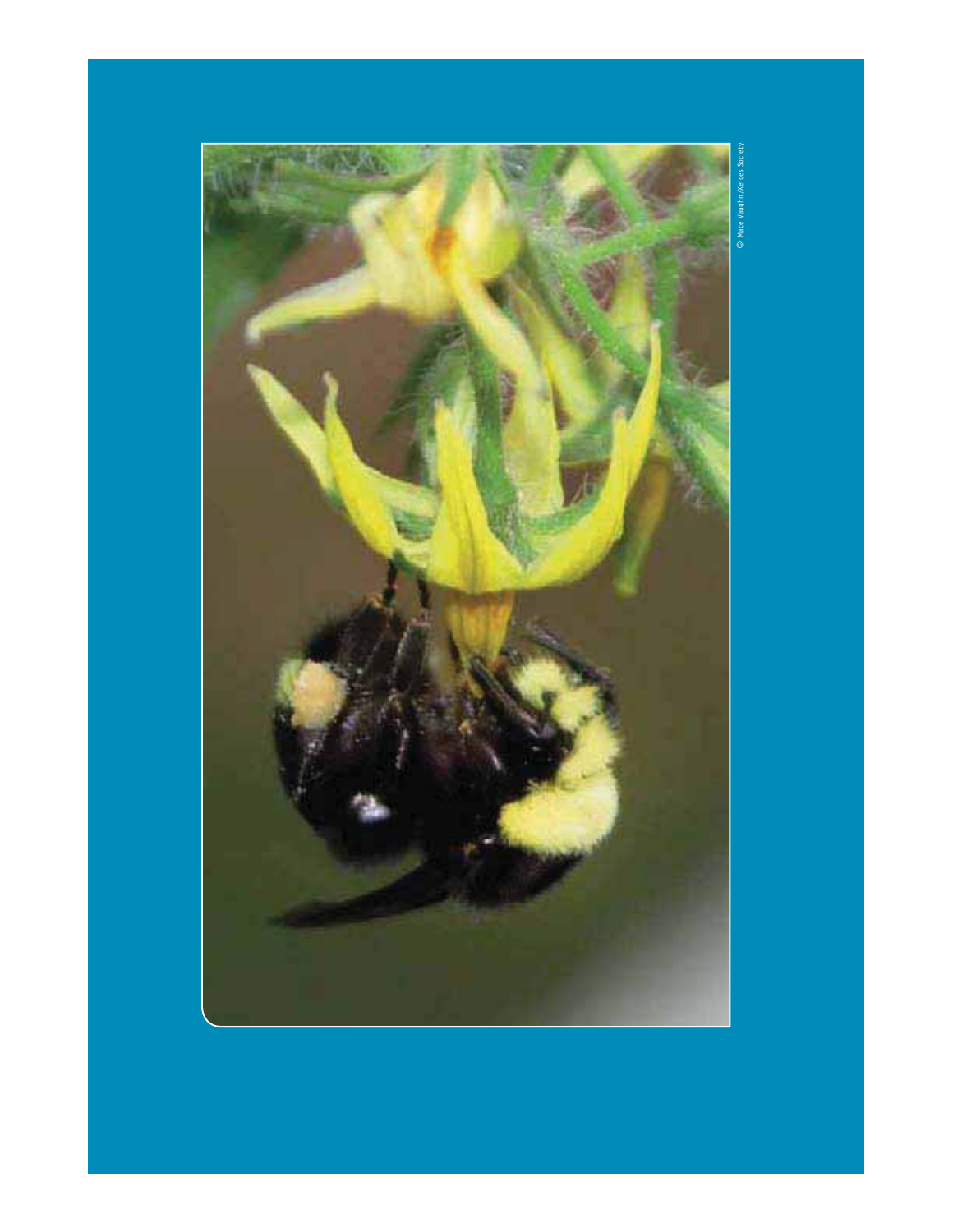© Mace Vaughn/Xerces Society